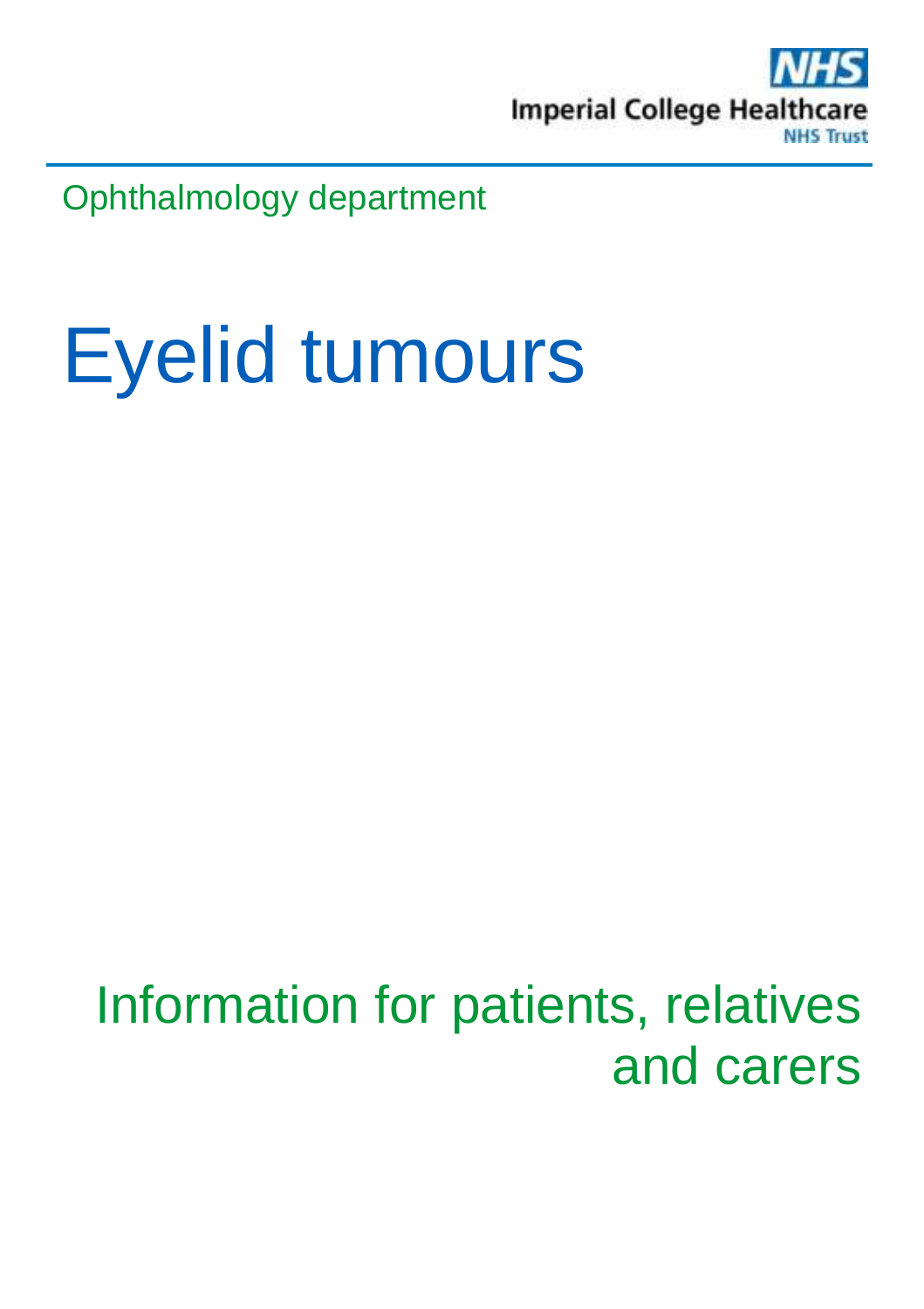NHS
Imperial College Healthcare
NHS Trust

Ophthalmology department

# Eyelid tumours

Information for patients, relatives and carers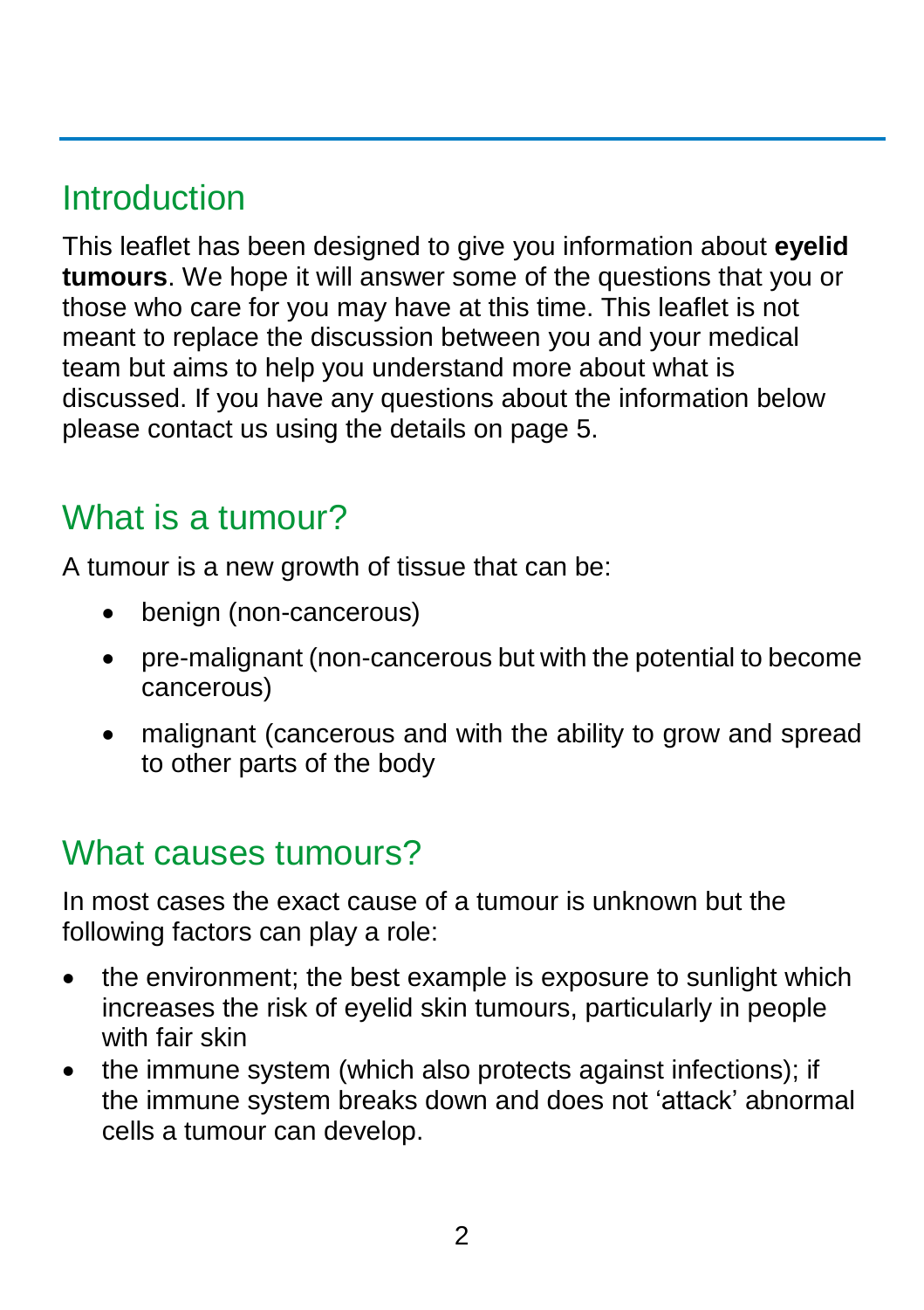## Introduction

This leaflet has been designed to give you information about **eyelid tumours**. We hope it will answer some of the questions that you or those who care for you may have at this time. This leaflet is not meant to replace the discussion between you and your medical team but aims to help you understand more about what is discussed. If you have any questions about the information below please contact us using the details on page 5.

## What is a tumour?

A tumour is a new growth of tissue that can be:

- benign (non-cancerous)
- pre-malignant (non-cancerous but with the potential to become cancerous)
- malignant (cancerous and with the ability to grow and spread to other parts of the body

## What causes tumours?

In most cases the exact cause of a tumour is unknown but the following factors can play a role:

- the environment; the best example is exposure to sunlight which increases the risk of eyelid skin tumours, particularly in people with fair skin
- the immune system (which also protects against infections); if the immune system breaks down and does not 'attack' abnormal cells a tumour can develop.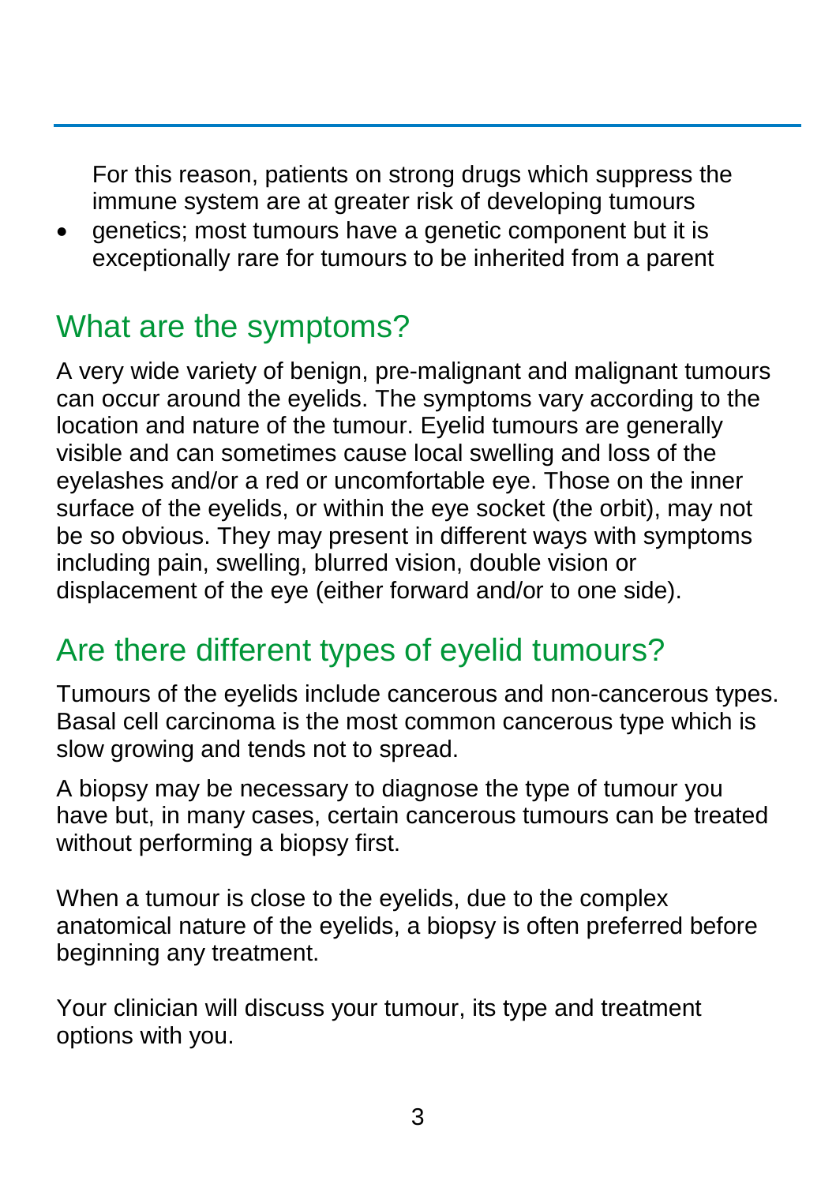For this reason, patients on strong drugs which suppress the immune system are at greater risk of developing tumours

- genetics; most tumours have a genetic component but it is exceptionally rare for tumours to be inherited from a parent

## What are the symptoms?

A very wide variety of benign, pre-malignant and malignant tumours can occur around the eyelids. The symptoms vary according to the location and nature of the tumour. Eyelid tumours are generally visible and can sometimes cause local swelling and loss of the eyelashes and/or a red or uncomfortable eye. Those on the inner surface of the eyelids, or within the eye socket (the orbit), may not be so obvious. They may present in different ways with symptoms including pain, swelling, blurred vision, double vision or displacement of the eye (either forward and/or to one side).

## Are there different types of eyelid tumours?

Tumours of the eyelids include cancerous and non-cancerous types. Basal cell carcinoma is the most common cancerous type which is slow growing and tends not to spread.

A biopsy may be necessary to diagnose the type of tumour you have but, in many cases, certain cancerous tumours can be treated without performing a biopsy first.

When a tumour is close to the eyelids, due to the complex anatomical nature of the eyelids, a biopsy is often preferred before beginning any treatment.

Your clinician will discuss your tumour, its type and treatment options with you.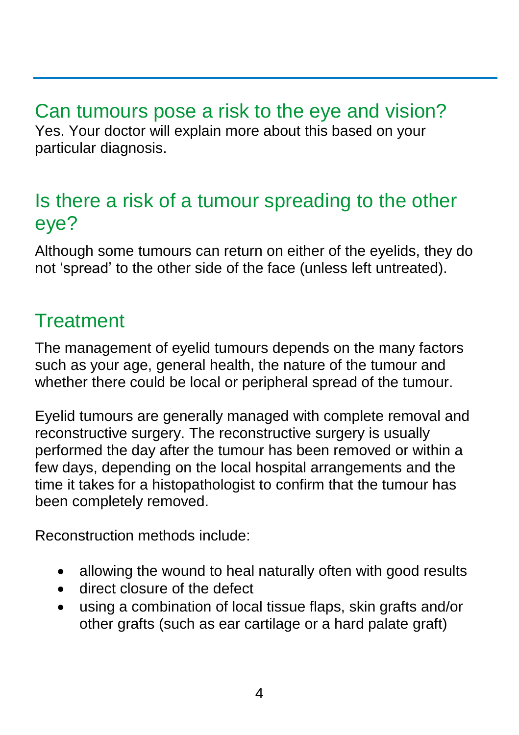## Can tumours pose a risk to the eye and vision?

Yes. Your doctor will explain more about this based on your particular diagnosis.

## Is there a risk of a tumour spreading to the other eye?

Although some tumours can return on either of the eyelids, they do not ‘spread’ to the other side of the face (unless left untreated).

## Treatment

The management of eyelid tumours depends on the many factors such as your age, general health, the nature of the tumour and whether there could be local or peripheral spread of the tumour.

Eyelid tumours are generally managed with complete removal and reconstructive surgery. The reconstructive surgery is usually performed the day after the tumour has been removed or within a few days, depending on the local hospital arrangements and the time it takes for a histopathologist to confirm that the tumour has been completely removed.

Reconstruction methods include:

- allowing the wound to heal naturally often with good results
- direct closure of the defect
- using a combination of local tissue flaps, skin grafts and/or other grafts (such as ear cartilage or a hard palate graft)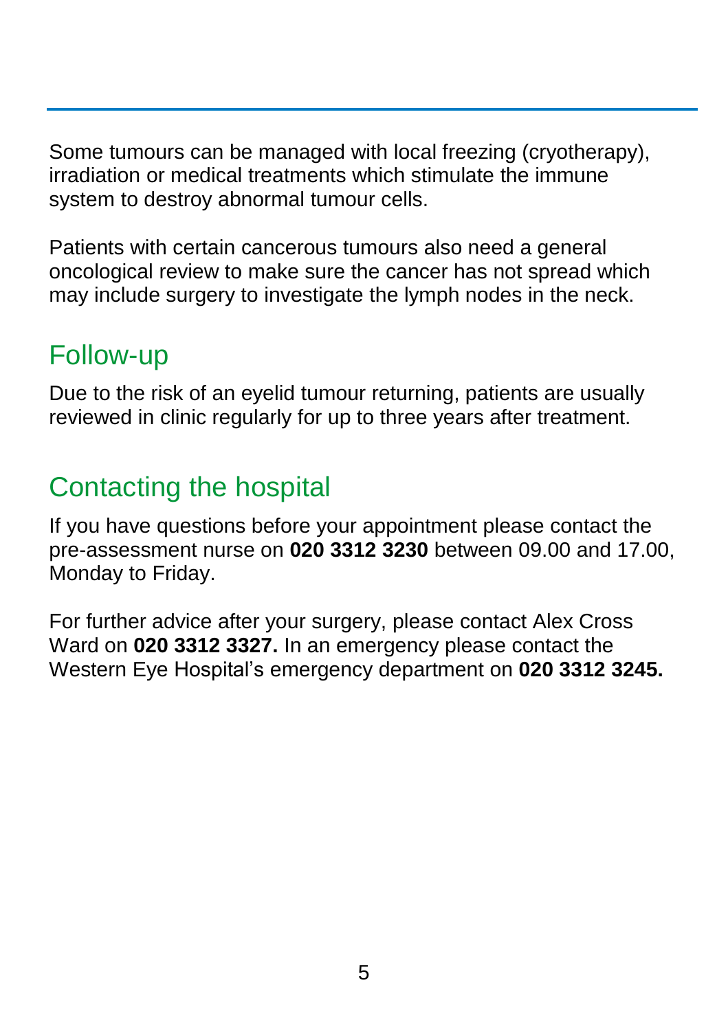Some tumours can be managed with local freezing (cryotherapy), irradiation or medical treatments which stimulate the immune system to destroy abnormal tumour cells.

Patients with certain cancerous tumours also need a general oncological review to make sure the cancer has not spread which may include surgery to investigate the lymph nodes in the neck.

## Follow-up

Due to the risk of an eyelid tumour returning, patients are usually reviewed in clinic regularly for up to three years after treatment.

## Contacting the hospital

If you have questions before your appointment please contact the pre-assessment nurse on **020 3312 3230** between 09.00 and 17.00, Monday to Friday.

For further advice after your surgery, please contact Alex Cross Ward on **020 3312 3327.** In an emergency please contact the Western Eye Hospital's emergency department on **020 3312 3245.**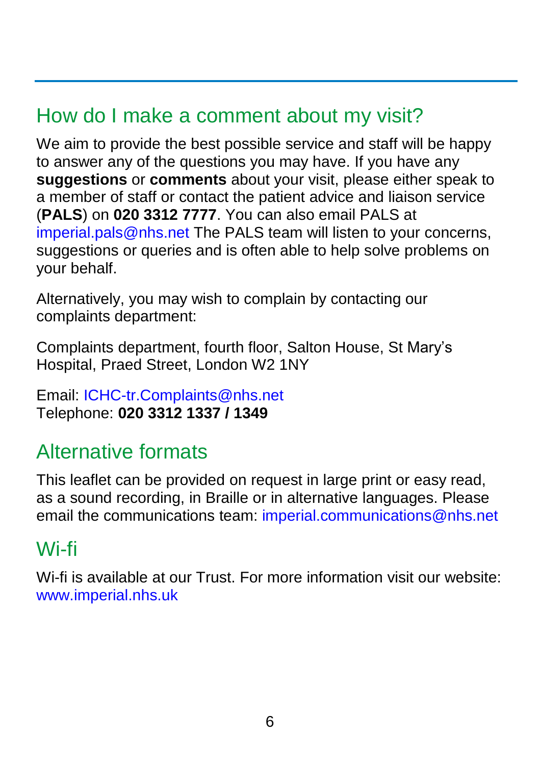## How do I make a comment about my visit?

We aim to provide the best possible service and staff will be happy to answer any of the questions you may have. If you have any **suggestions** or **comments** about your visit, please either speak to a member of staff or contact the patient advice and liaison service (**PALS**) on **020 3312 7777**. You can also email PALS at imperial.pals@nhs.net The PALS team will listen to your concerns, suggestions or queries and is often able to help solve problems on your behalf.

Alternatively, you may wish to complain by contacting our complaints department:

Complaints department, fourth floor, Salton House, St Mary's Hospital, Praed Street, London W2 1NY

Email: ICHC-tr.Complaints@nhs.net
Telephone: **020 3312 1337 / 1349**

## Alternative formats

This leaflet can be provided on request in large print or easy read, as a sound recording, in Braille or in alternative languages. Please email the communications team: imperial.communications@nhs.net

## Wi-fi

Wi-fi is available at our Trust. For more information visit our website: www.imperial.nhs.uk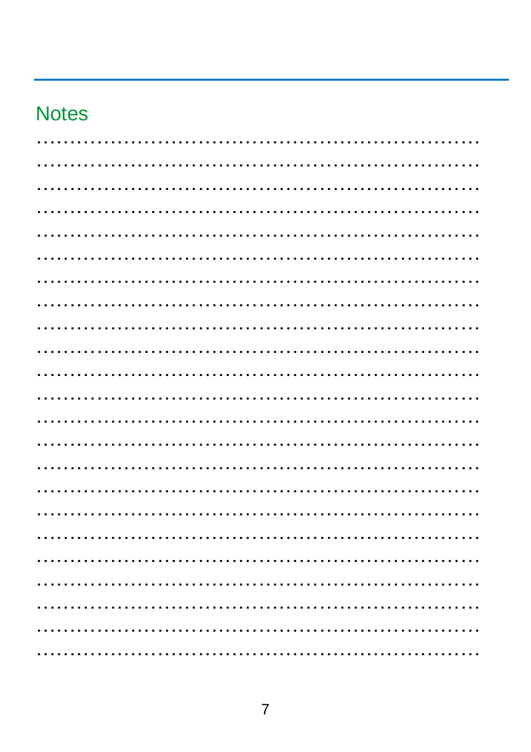## Notes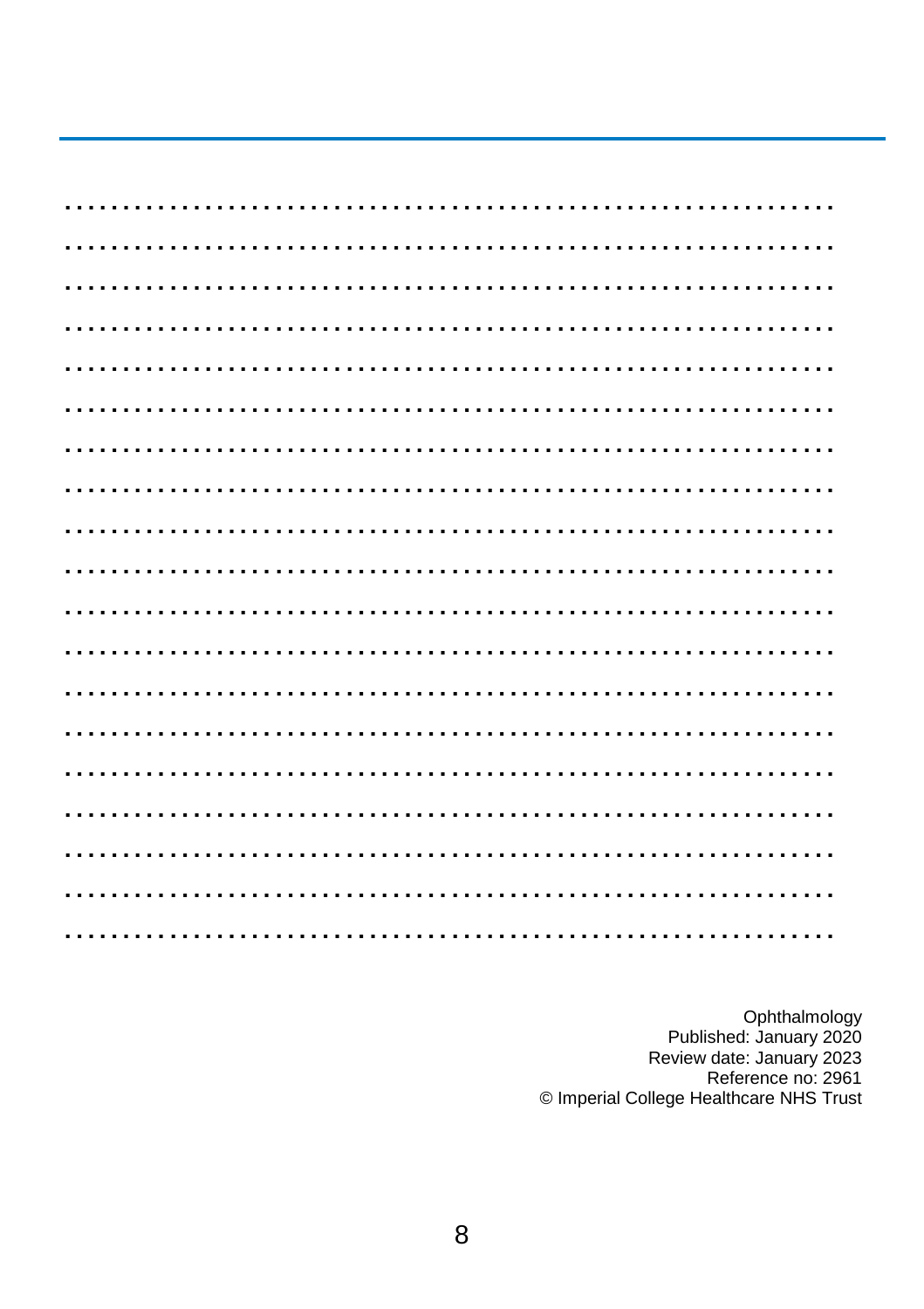Ophthalmology
Published: January 2020
Review date: January 2023
Reference no: 2961
© Imperial College Healthcare NHS Trust